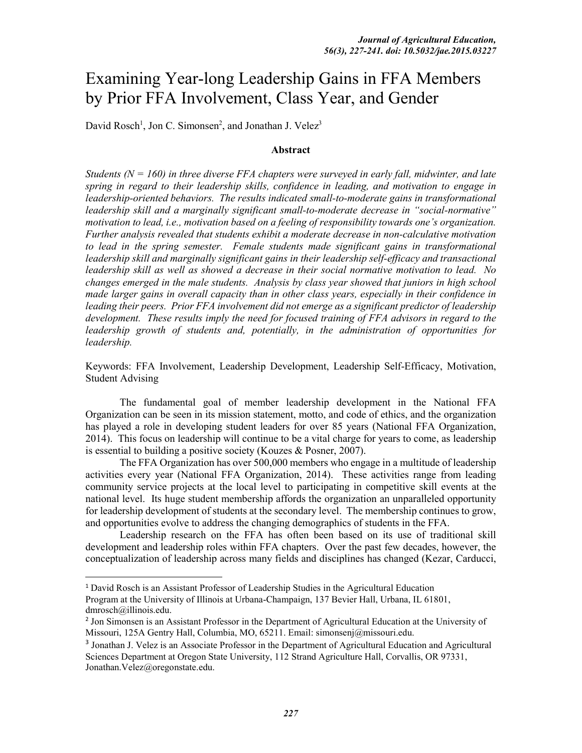# Examining Year-long Leadership Gains in FFA Members by Prior FFA Involvement, Class Year, and Gender

David Rosch[1], Jon C. Simonsen[2], and Jonathan J. Velez[3]

### Abstract

*Students (N = 160) in three diverse FFA chapters were surveyed in early fall, midwinter, and late spring in regard to their leadership skills, confidence in leading, and motivation to engage in leadership-oriented behaviors. The results indicated small-to-moderate gains in transformational leadership skill and a marginally significant small-to-moderate decrease in "social-normative" motivation to lead, i.e., motivation based on a feeling of responsibility towards one's organization. Further analysis revealed that students exhibit a moderate decrease in non-calculative motivation to lead in the spring semester. Female students made significant gains in transformational leadership skill and marginally significant gains in their leadership self-efficacy and transactional leadership skill as well as showed a decrease in their social normative motivation to lead. No changes emerged in the male students. Analysis by class year showed that juniors in high school made larger gains in overall capacity than in other class years, especially in their confidence in leading their peers. Prior FFA involvement did not emerge as a significant predictor of leadership development. These results imply the need for focused training of FFA advisors in regard to the leadership growth of students and, potentially, in the administration of opportunities for leadership.*

Keywords: FFA Involvement, Leadership Development, Leadership Self-Efficacy, Motivation, Student Advising

The fundamental goal of member leadership development in the National FFA Organization can be seen in its mission statement, motto, and code of ethics, and the organization has played a role in developing student leaders for over 85 years (National FFA Organization, 2014). This focus on leadership will continue to be a vital charge for years to come, as leadership is essential to building a positive society (Kouzes & Posner, 2007).

The FFA Organization has over 500,000 members who engage in a multitude of leadership activities every year (National FFA Organization, 2014). These activities range from leading community service projects at the local level to participating in competitive skill events at the national level. Its huge student membership affords the organization an unparalleled opportunity for leadership development of students at the secondary level. The membership continues to grow, and opportunities evolve to address the changing demographics of students in the FFA.

Leadership research on the FFA has often been based on its use of traditional skill development and leadership roles within FFA chapters. Over the past few decades, however, the conceptualization of leadership across many fields and disciplines has changed (Kezar, Carducci,

---

[1] David Rosch is an Assistant Professor of Leadership Studies in the Agricultural Education Program at the University of Illinois at Urbana-Champaign, 137 Bevier Hall, Urbana, IL 61801, dmrosch@illinois.edu.

[2] Jon Simonsen is an Assistant Professor in the Department of Agricultural Education at the University of Missouri, 125A Gentry Hall, Columbia, MO, 65211. Email: simonsenj@missouri.edu.

[3] Jonathan J. Velez is an Associate Professor in the Department of Agricultural Education and Agricultural Sciences Department at Oregon State University, 112 Strand Agriculture Hall, Corvallis, OR 97331, Jonathan.Velez@oregonstate.edu.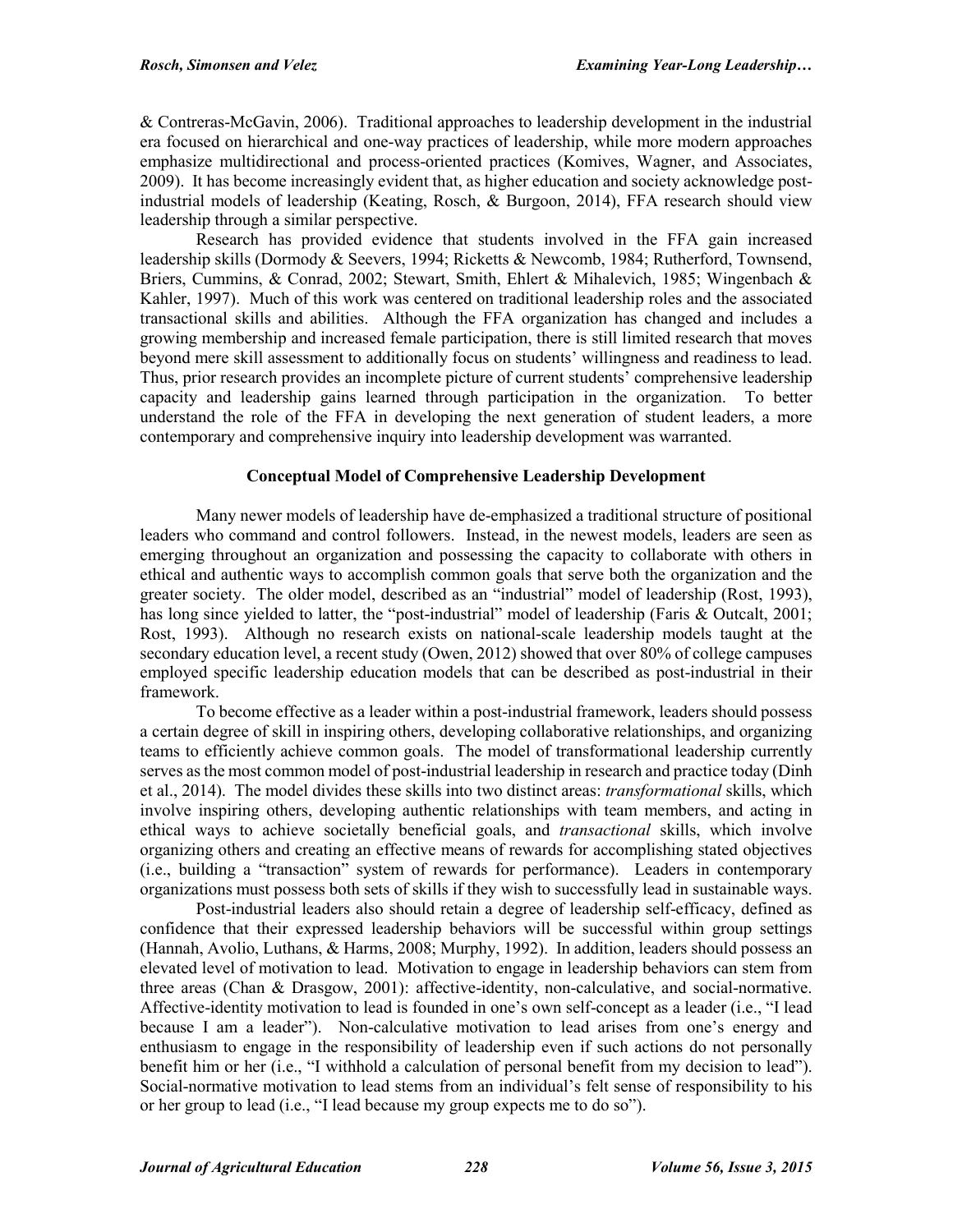& Contreras-McGavin, 2006). Traditional approaches to leadership development in the industrial era focused on hierarchical and one-way practices of leadership, while more modern approaches emphasize multidirectional and process-oriented practices (Komives, Wagner, and Associates, 2009). It has become increasingly evident that, as higher education and society acknowledge post-industrial models of leadership (Keating, Rosch, & Burgoon, 2014), FFA research should view leadership through a similar perspective.

Research has provided evidence that students involved in the FFA gain increased leadership skills (Dormody & Seevers, 1994; Ricketts & Newcomb, 1984; Rutherford, Townsend, Briers, Cummins, & Conrad, 2002; Stewart, Smith, Ehlert & Mihalevich, 1985; Wingenbach & Kahler, 1997). Much of this work was centered on traditional leadership roles and the associated transactional skills and abilities. Although the FFA organization has changed and includes a growing membership and increased female participation, there is still limited research that moves beyond mere skill assessment to additionally focus on students' willingness and readiness to lead. Thus, prior research provides an incomplete picture of current students' comprehensive leadership capacity and leadership gains learned through participation in the organization. To better understand the role of the FFA in developing the next generation of student leaders, a more contemporary and comprehensive inquiry into leadership development was warranted.

## Conceptual Model of Comprehensive Leadership Development

Many newer models of leadership have de-emphasized a traditional structure of positional leaders who command and control followers. Instead, in the newest models, leaders are seen as emerging throughout an organization and possessing the capacity to collaborate with others in ethical and authentic ways to accomplish common goals that serve both the organization and the greater society. The older model, described as an "industrial" model of leadership (Rost, 1993), has long since yielded to latter, the "post-industrial" model of leadership (Faris & Outcalt, 2001; Rost, 1993). Although no research exists on national-scale leadership models taught at the secondary education level, a recent study (Owen, 2012) showed that over 80% of college campuses employed specific leadership education models that can be described as post-industrial in their framework.

To become effective as a leader within a post-industrial framework, leaders should possess a certain degree of skill in inspiring others, developing collaborative relationships, and organizing teams to efficiently achieve common goals. The model of transformational leadership currently serves as the most common model of post-industrial leadership in research and practice today (Dinh et al., 2014). The model divides these skills into two distinct areas: *transformational* skills, which involve inspiring others, developing authentic relationships with team members, and acting in ethical ways to achieve societally beneficial goals, and *transactional* skills, which involve organizing others and creating an effective means of rewards for accomplishing stated objectives (i.e., building a "transaction" system of rewards for performance). Leaders in contemporary organizations must possess both sets of skills if they wish to successfully lead in sustainable ways.

Post-industrial leaders also should retain a degree of leadership self-efficacy, defined as confidence that their expressed leadership behaviors will be successful within group settings (Hannah, Avolio, Luthans, & Harms, 2008; Murphy, 1992). In addition, leaders should possess an elevated level of motivation to lead. Motivation to engage in leadership behaviors can stem from three areas (Chan & Drasgow, 2001): affective-identity, non-calculative, and social-normative. Affective-identity motivation to lead is founded in one's own self-concept as a leader (i.e., "I lead because I am a leader"). Non-calculative motivation to lead arises from one's energy and enthusiasm to engage in the responsibility of leadership even if such actions do not personally benefit him or her (i.e., "I withhold a calculation of personal benefit from my decision to lead"). Social-normative motivation to lead stems from an individual's felt sense of responsibility to his or her group to lead (i.e., "I lead because my group expects me to do so").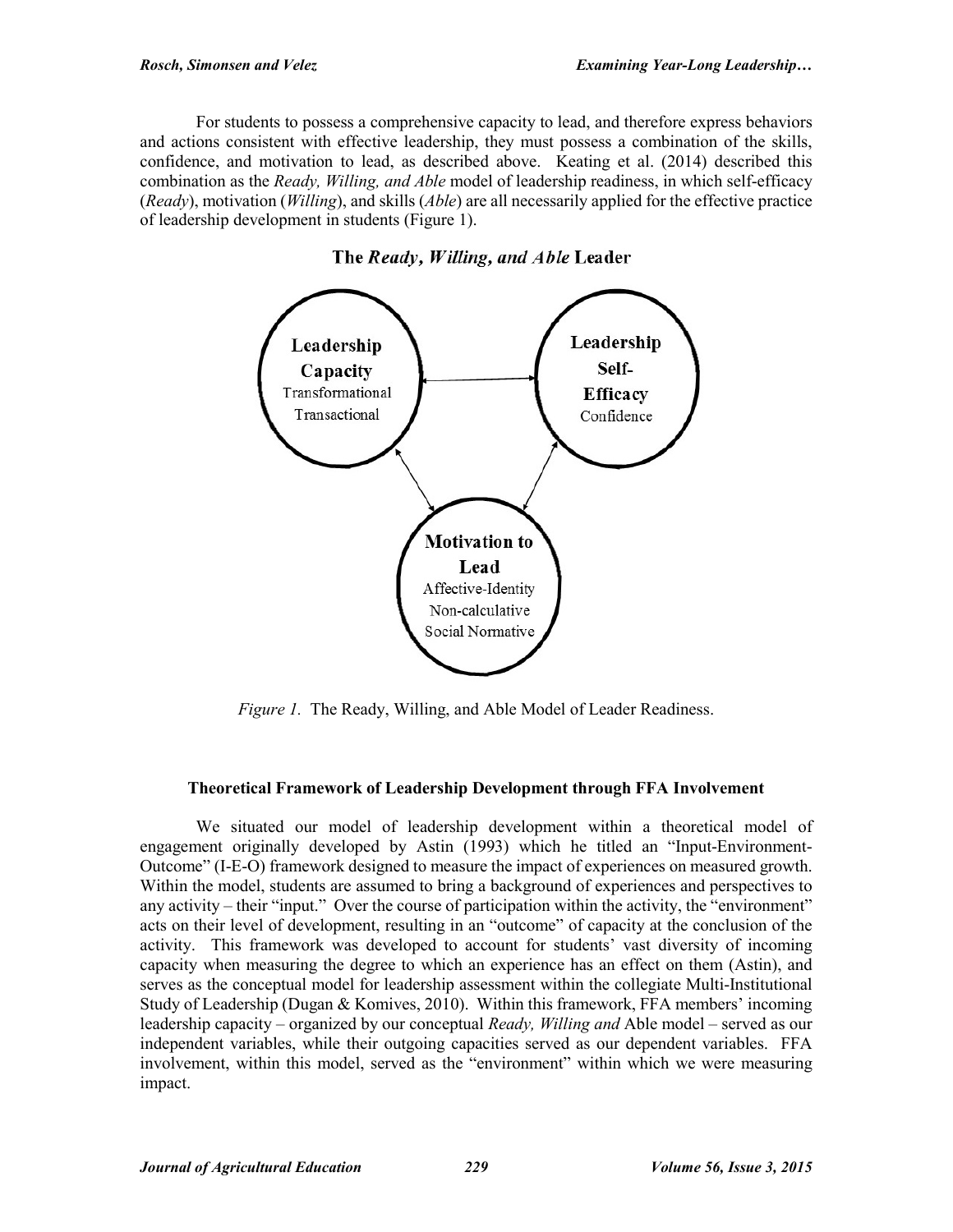For students to possess a comprehensive capacity to lead, and therefore express behaviors and actions consistent with effective leadership, they must possess a combination of the skills, confidence, and motivation to lead, as described above. Keating et al. (2014) described this combination as the *Ready, Willing, and Able* model of leadership readiness, in which self-efficacy (*Ready*), motivation (*Willing*), and skills (*Able*) are all necessarily applied for the effective practice of leadership development in students (Figure 1).

**The *Ready, Willing, and Able* Leader**

**Leadership Capacity**
Transformational
Transactional

**Leadership Self-Efficacy**
Confidence

**Motivation to Lead**
Affective-Identity
Non-calculative
Social Normative

*Figure 1.* The Ready, Willing, and Able Model of Leader Readiness.

### Theoretical Framework of Leadership Development through FFA Involvement

We situated our model of leadership development within a theoretical model of engagement originally developed by Astin (1993) which he titled an "Input-Environment-Outcome" (I-E-O) framework designed to measure the impact of experiences on measured growth. Within the model, students are assumed to bring a background of experiences and perspectives to any activity – their "input." Over the course of participation within the activity, the "environment" acts on their level of development, resulting in an "outcome" of capacity at the conclusion of the activity. This framework was developed to account for students' vast diversity of incoming capacity when measuring the degree to which an experience has an effect on them (Astin), and serves as the conceptual model for leadership assessment within the collegiate Multi-Institutional Study of Leadership (Dugan & Komives, 2010). Within this framework, FFA members' incoming leadership capacity – organized by our conceptual *Ready, Willing and* Able model – served as our independent variables, while their outgoing capacities served as our dependent variables. FFA involvement, within this model, served as the "environment" within which we were measuring impact.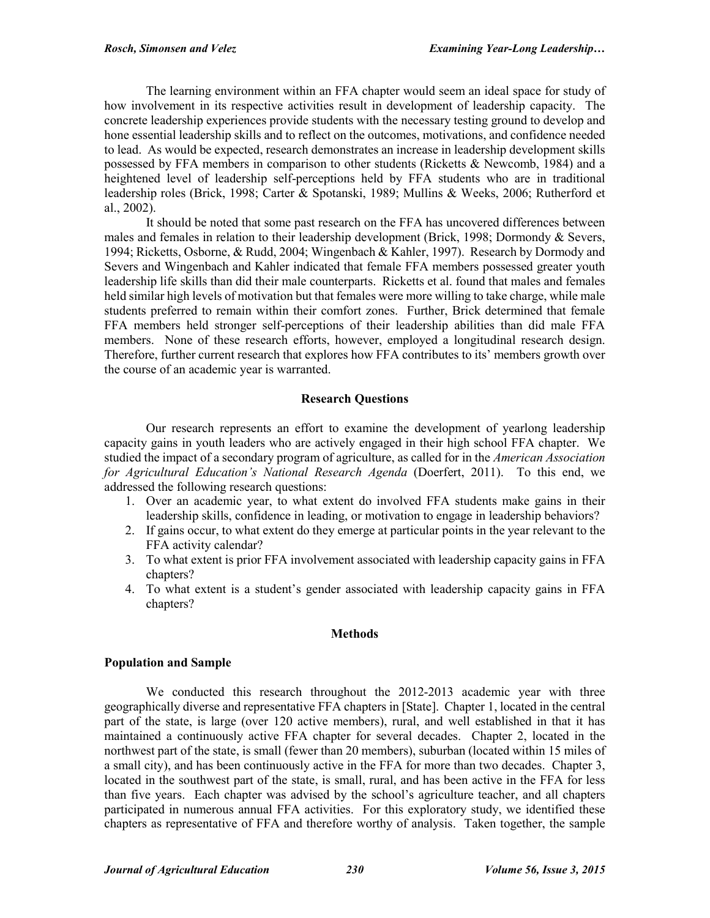The learning environment within an FFA chapter would seem an ideal space for study of how involvement in its respective activities result in development of leadership capacity. The concrete leadership experiences provide students with the necessary testing ground to develop and hone essential leadership skills and to reflect on the outcomes, motivations, and confidence needed to lead. As would be expected, research demonstrates an increase in leadership development skills possessed by FFA members in comparison to other students (Ricketts & Newcomb, 1984) and a heightened level of leadership self-perceptions held by FFA students who are in traditional leadership roles (Brick, 1998; Carter & Spotanski, 1989; Mullins & Weeks, 2006; Rutherford et al., 2002).

It should be noted that some past research on the FFA has uncovered differences between males and females in relation to their leadership development (Brick, 1998; Dormondy & Severs, 1994; Ricketts, Osborne, & Rudd, 2004; Wingenbach & Kahler, 1997). Research by Dormody and Severs and Wingenbach and Kahler indicated that female FFA members possessed greater youth leadership life skills than did their male counterparts. Ricketts et al. found that males and females held similar high levels of motivation but that females were more willing to take charge, while male students preferred to remain within their comfort zones. Further, Brick determined that female FFA members held stronger self-perceptions of their leadership abilities than did male FFA members. None of these research efforts, however, employed a longitudinal research design. Therefore, further current research that explores how FFA contributes to its' members growth over the course of an academic year is warranted.

## Research Questions

Our research represents an effort to examine the development of yearlong leadership capacity gains in youth leaders who are actively engaged in their high school FFA chapter. We studied the impact of a secondary program of agriculture, as called for in the *American Association for Agricultural Education's National Research Agenda* (Doerfert, 2011). To this end, we addressed the following research questions:

1. Over an academic year, to what extent do involved FFA students make gains in their leadership skills, confidence in leading, or motivation to engage in leadership behaviors?
2. If gains occur, to what extent do they emerge at particular points in the year relevant to the FFA activity calendar?
3. To what extent is prior FFA involvement associated with leadership capacity gains in FFA chapters?
4. To what extent is a student's gender associated with leadership capacity gains in FFA chapters?

## Methods

### Population and Sample

We conducted this research throughout the 2012-2013 academic year with three geographically diverse and representative FFA chapters in [State]. Chapter 1, located in the central part of the state, is large (over 120 active members), rural, and well established in that it has maintained a continuously active FFA chapter for several decades. Chapter 2, located in the northwest part of the state, is small (fewer than 20 members), suburban (located within 15 miles of a small city), and has been continuously active in the FFA for more than two decades. Chapter 3, located in the southwest part of the state, is small, rural, and has been active in the FFA for less than five years. Each chapter was advised by the school's agriculture teacher, and all chapters participated in numerous annual FFA activities. For this exploratory study, we identified these chapters as representative of FFA and therefore worthy of analysis. Taken together, the sample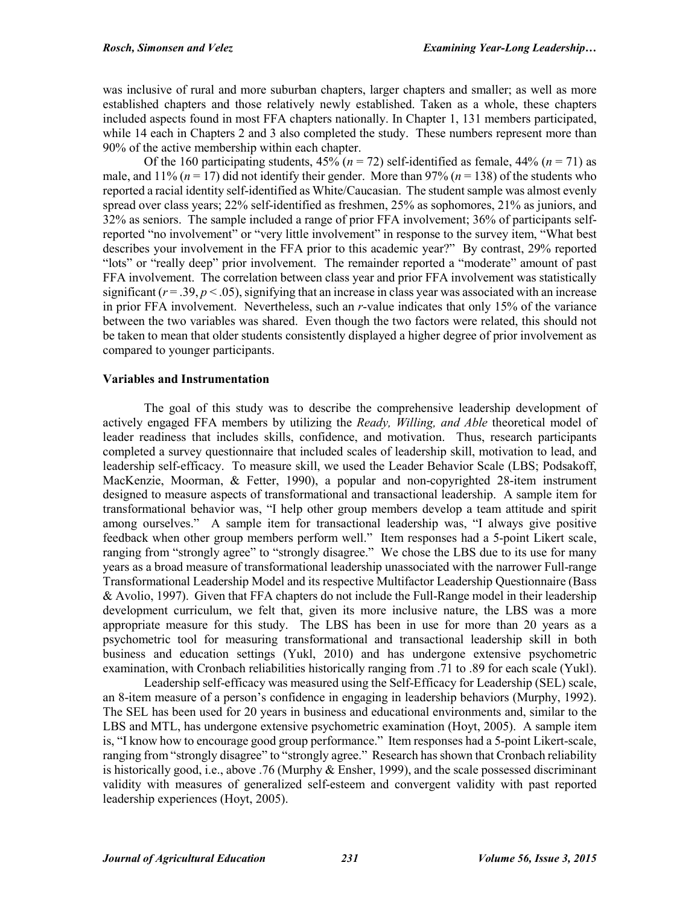was inclusive of rural and more suburban chapters, larger chapters and smaller; as well as more established chapters and those relatively newly established. Taken as a whole, these chapters included aspects found in most FFA chapters nationally. In Chapter 1, 131 members participated, while 14 each in Chapters 2 and 3 also completed the study. These numbers represent more than 90% of the active membership within each chapter.

Of the 160 participating students, 45% ($n = 72$) self-identified as female, 44% ($n = 71$) as male, and 11% ($n = 17$) did not identify their gender. More than 97% ($n = 138$) of the students who reported a racial identity self-identified as White/Caucasian. The student sample was almost evenly spread over class years; 22% self-identified as freshmen, 25% as sophomores, 21% as juniors, and 32% as seniors. The sample included a range of prior FFA involvement; 36% of participants self-reported "no involvement" or "very little involvement" in response to the survey item, "What best describes your involvement in the FFA prior to this academic year?" By contrast, 29% reported "lots" or "really deep" prior involvement. The remainder reported a "moderate" amount of past FFA involvement. The correlation between class year and prior FFA involvement was statistically significant ($r = .39, p < .05$), signifying that an increase in class year was associated with an increase in prior FFA involvement. Nevertheless, such an $r$-value indicates that only 15% of the variance between the two variables was shared. Even though the two factors were related, this should not be taken to mean that older students consistently displayed a higher degree of prior involvement as compared to younger participants.

### Variables and Instrumentation

The goal of this study was to describe the comprehensive leadership development of actively engaged FFA members by utilizing the *Ready, Willing, and Able* theoretical model of leader readiness that includes skills, confidence, and motivation. Thus, research participants completed a survey questionnaire that included scales of leadership skill, motivation to lead, and leadership self-efficacy. To measure skill, we used the Leader Behavior Scale (LBS; Podsakoff, MacKenzie, Moorman, & Fetter, 1990), a popular and non-copyrighted 28-item instrument designed to measure aspects of transformational and transactional leadership. A sample item for transformational behavior was, "I help other group members develop a team attitude and spirit among ourselves." A sample item for transactional leadership was, "I always give positive feedback when other group members perform well." Item responses had a 5-point Likert scale, ranging from "strongly agree" to "strongly disagree." We chose the LBS due to its use for many years as a broad measure of transformational leadership unassociated with the narrower Full-range Transformational Leadership Model and its respective Multifactor Leadership Questionnaire (Bass & Avolio, 1997). Given that FFA chapters do not include the Full-Range model in their leadership development curriculum, we felt that, given its more inclusive nature, the LBS was a more appropriate measure for this study. The LBS has been in use for more than 20 years as a psychometric tool for measuring transformational and transactional leadership skill in both business and education settings (Yukl, 2010) and has undergone extensive psychometric examination, with Cronbach reliabilities historically ranging from .71 to .89 for each scale (Yukl).

Leadership self-efficacy was measured using the Self-Efficacy for Leadership (SEL) scale, an 8-item measure of a person's confidence in engaging in leadership behaviors (Murphy, 1992). The SEL has been used for 20 years in business and educational environments and, similar to the LBS and MTL, has undergone extensive psychometric examination (Hoyt, 2005). A sample item is, "I know how to encourage good group performance." Item responses had a 5-point Likert-scale, ranging from "strongly disagree" to "strongly agree." Research has shown that Cronbach reliability is historically good, i.e., above .76 (Murphy & Ensher, 1999), and the scale possessed discriminant validity with measures of generalized self-esteem and convergent validity with past reported leadership experiences (Hoyt, 2005).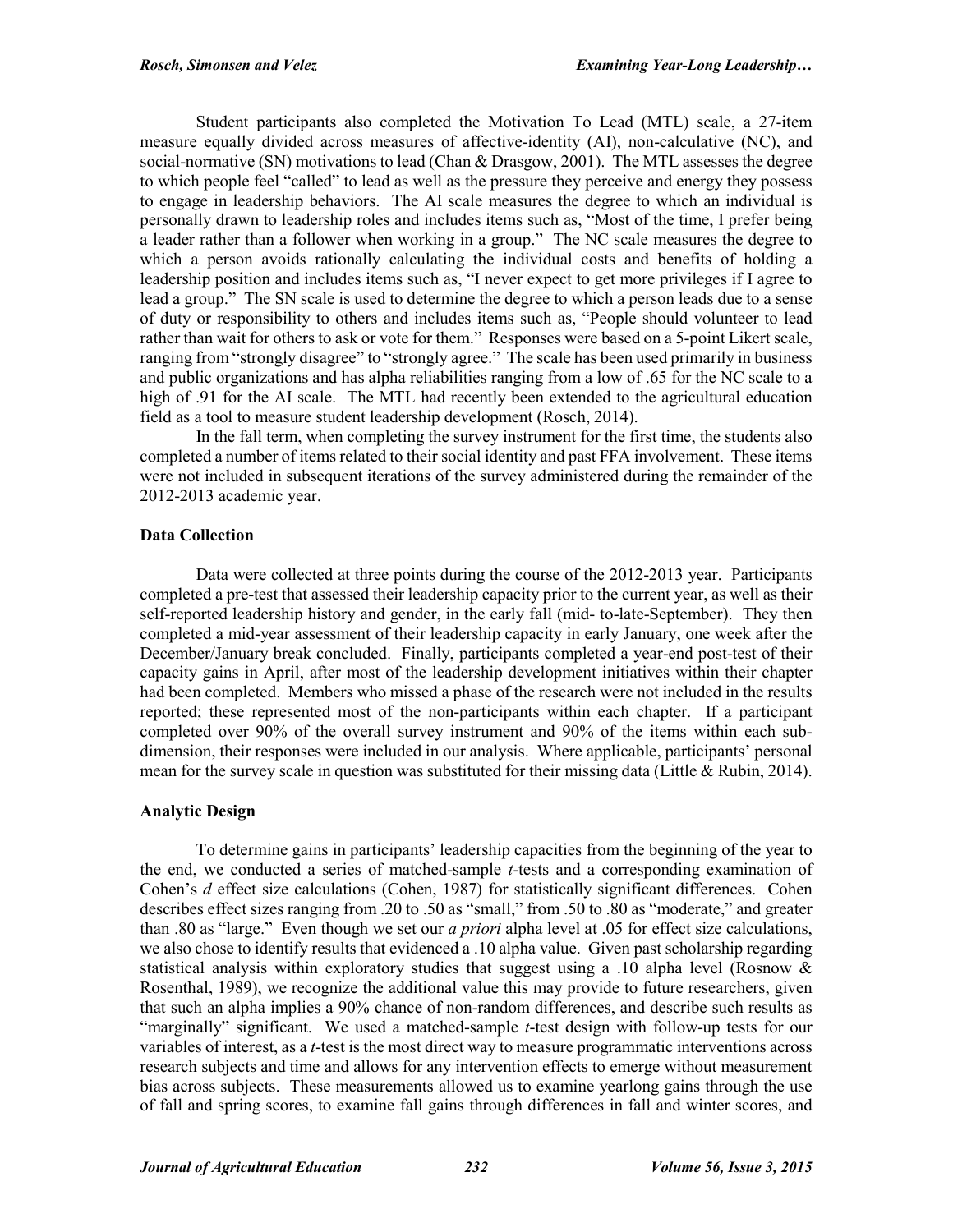Student participants also completed the Motivation To Lead (MTL) scale, a 27-item measure equally divided across measures of affective-identity (AI), non-calculative (NC), and social-normative (SN) motivations to lead (Chan & Drasgow, 2001). The MTL assesses the degree to which people feel "called" to lead as well as the pressure they perceive and energy they possess to engage in leadership behaviors. The AI scale measures the degree to which an individual is personally drawn to leadership roles and includes items such as, "Most of the time, I prefer being a leader rather than a follower when working in a group." The NC scale measures the degree to which a person avoids rationally calculating the individual costs and benefits of holding a leadership position and includes items such as, "I never expect to get more privileges if I agree to lead a group." The SN scale is used to determine the degree to which a person leads due to a sense of duty or responsibility to others and includes items such as, "People should volunteer to lead rather than wait for others to ask or vote for them." Responses were based on a 5-point Likert scale, ranging from "strongly disagree" to "strongly agree." The scale has been used primarily in business and public organizations and has alpha reliabilities ranging from a low of .65 for the NC scale to a high of .91 for the AI scale. The MTL had recently been extended to the agricultural education field as a tool to measure student leadership development (Rosch, 2014).

In the fall term, when completing the survey instrument for the first time, the students also completed a number of items related to their social identity and past FFA involvement. These items were not included in subsequent iterations of the survey administered during the remainder of the 2012-2013 academic year.

### Data Collection

Data were collected at three points during the course of the 2012-2013 year. Participants completed a pre-test that assessed their leadership capacity prior to the current year, as well as their self-reported leadership history and gender, in the early fall (mid- to-late-September). They then completed a mid-year assessment of their leadership capacity in early January, one week after the December/January break concluded. Finally, participants completed a year-end post-test of their capacity gains in April, after most of the leadership development initiatives within their chapter had been completed. Members who missed a phase of the research were not included in the results reported; these represented most of the non-participants within each chapter. If a participant completed over 90% of the overall survey instrument and 90% of the items within each sub-dimension, their responses were included in our analysis. Where applicable, participants' personal mean for the survey scale in question was substituted for their missing data (Little & Rubin, 2014).

### Analytic Design

To determine gains in participants' leadership capacities from the beginning of the year to the end, we conducted a series of matched-sample *t*-tests and a corresponding examination of Cohen's *d* effect size calculations (Cohen, 1987) for statistically significant differences. Cohen describes effect sizes ranging from .20 to .50 as "small," from .50 to .80 as "moderate," and greater than .80 as "large." Even though we set our *a priori* alpha level at .05 for effect size calculations, we also chose to identify results that evidenced a .10 alpha value. Given past scholarship regarding statistical analysis within exploratory studies that suggest using a .10 alpha level (Rosnow & Rosenthal, 1989), we recognize the additional value this may provide to future researchers, given that such an alpha implies a 90% chance of non-random differences, and describe such results as "marginally" significant. We used a matched-sample *t*-test design with follow-up tests for our variables of interest, as a *t*-test is the most direct way to measure programmatic interventions across research subjects and time and allows for any intervention effects to emerge without measurement bias across subjects. These measurements allowed us to examine yearlong gains through the use of fall and spring scores, to examine fall gains through differences in fall and winter scores, and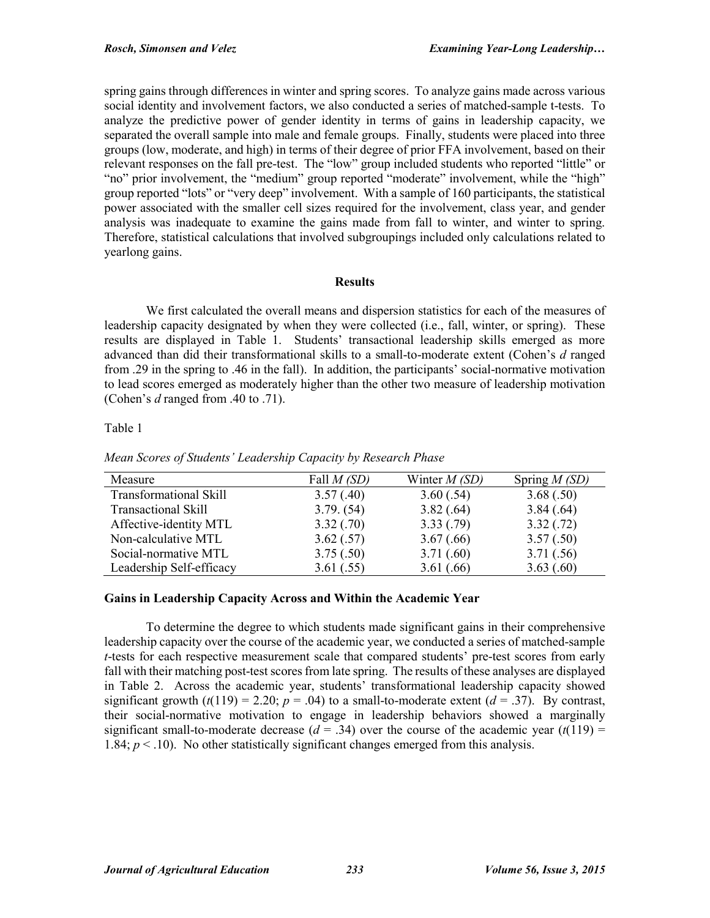spring gains through differences in winter and spring scores. To analyze gains made across various social identity and involvement factors, we also conducted a series of matched-sample t-tests. To analyze the predictive power of gender identity in terms of gains in leadership capacity, we separated the overall sample into male and female groups. Finally, students were placed into three groups (low, moderate, and high) in terms of their degree of prior FFA involvement, based on their relevant responses on the fall pre-test. The "low" group included students who reported "little" or "no" prior involvement, the "medium" group reported "moderate" involvement, while the "high" group reported "lots" or "very deep" involvement. With a sample of 160 participants, the statistical power associated with the smaller cell sizes required for the involvement, class year, and gender analysis was inadequate to examine the gains made from fall to winter, and winter to spring. Therefore, statistical calculations that involved subgroupings included only calculations related to yearlong gains.

## Results

We first calculated the overall means and dispersion statistics for each of the measures of leadership capacity designated by when they were collected (i.e., fall, winter, or spring). These results are displayed in Table 1. Students' transactional leadership skills emerged as more advanced than did their transformational skills to a small-to-moderate extent (Cohen's *d* ranged from .29 in the spring to .46 in the fall). In addition, the participants' social-normative motivation to lead scores emerged as moderately higher than the other two measure of leadership motivation (Cohen's *d* ranged from .40 to .71).

Table 1

*Mean Scores of Students' Leadership Capacity by Research Phase*

| Measure | Fall *M (SD)* | Winter *M (SD)* | Spring *M (SD)* |
|---|---|---|---|
| Transformational Skill | 3.57 (.40) | 3.60 (.54) | 3.68 (.50) |
| Transactional Skill | 3.79. (54) | 3.82 (.64) | 3.84 (.64) |
| Affective-identity MTL | 3.32 (.70) | 3.33 (.79) | 3.32 (.72) |
| Non-calculative MTL | 3.62 (.57) | 3.67 (.66) | 3.57 (.50) |
| Social-normative MTL | 3.75 (.50) | 3.71 (.60) | 3.71 (.56) |
| Leadership Self-efficacy | 3.61 (.55) | 3.61 (.66) | 3.63 (.60) |

### Gains in Leadership Capacity Across and Within the Academic Year

To determine the degree to which students made significant gains in their comprehensive leadership capacity over the course of the academic year, we conducted a series of matched-sample *t*-tests for each respective measurement scale that compared students' pre-test scores from early fall with their matching post-test scores from late spring. The results of these analyses are displayed in Table 2. Across the academic year, students' transformational leadership capacity showed significant growth ($t(119) = 2.20$; $p = .04$) to a small-to-moderate extent ($d = .37$). By contrast, their social-normative motivation to engage in leadership behaviors showed a marginally significant small-to-moderate decrease ($d = .34$) over the course of the academic year ($t(119) = 1.84$; $p < .10$). No other statistically significant changes emerged from this analysis.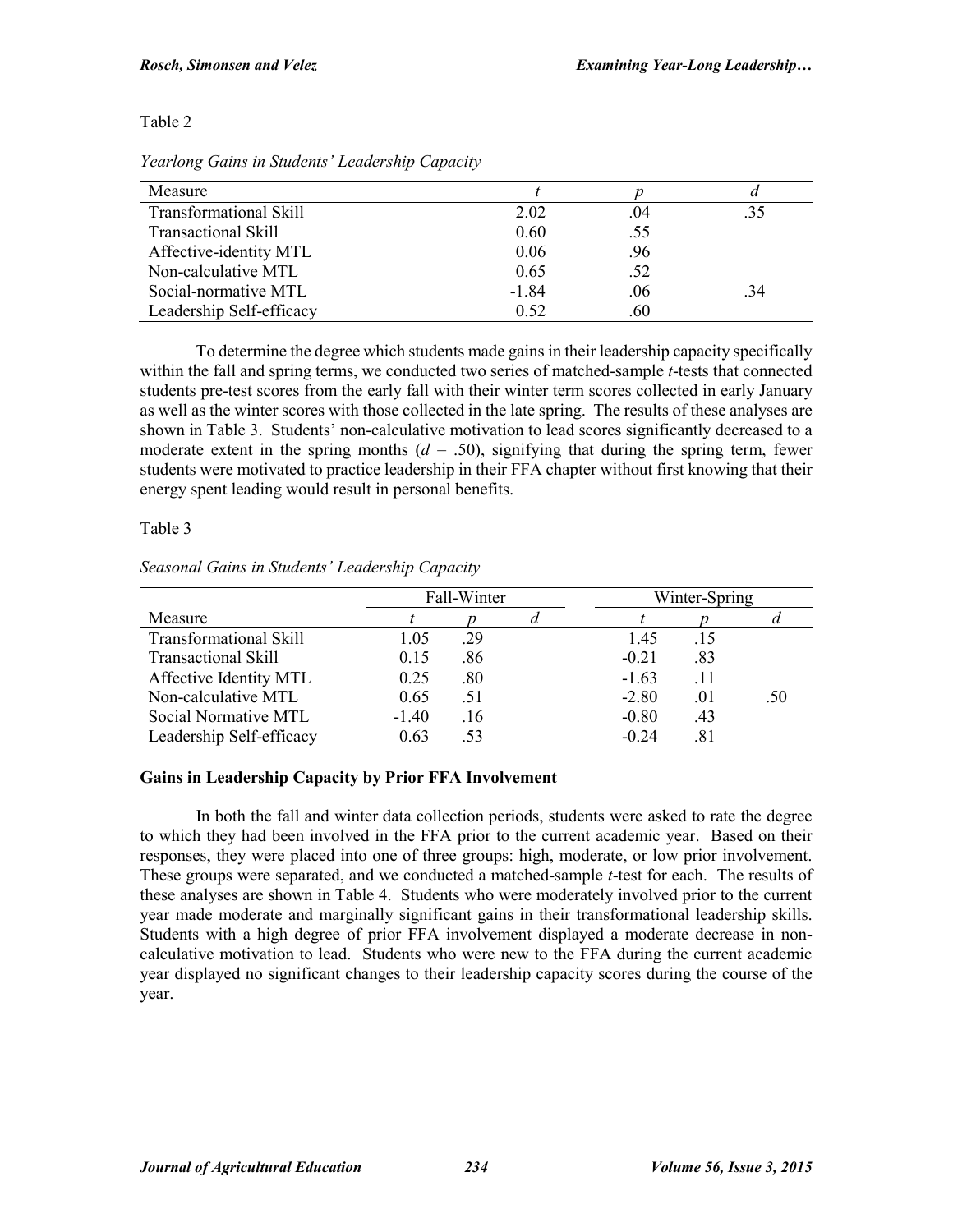Table 2

*Yearlong Gains in Students' Leadership Capacity*

| Measure | *t* | *p* | *d* |
|---|---|---|---|
| Transformational Skill | 2.02 | .04 | .35 |
| Transactional Skill | 0.60 | .55 | |
| Affective-identity MTL | 0.06 | .96 | |
| Non-calculative MTL | 0.65 | .52 | |
| Social-normative MTL | -1.84 | .06 | .34 |
| Leadership Self-efficacy | 0.52 | .60 | |

To determine the degree which students made gains in their leadership capacity specifically within the fall and spring terms, we conducted two series of matched-sample *t*-tests that connected students pre-test scores from the early fall with their winter term scores collected in early January as well as the winter scores with those collected in the late spring. The results of these analyses are shown in Table 3. Students' non-calculative motivation to lead scores significantly decreased to a moderate extent in the spring months ($d = .50$), signifying that during the spring term, fewer students were motivated to practice leadership in their FFA chapter without first knowing that their energy spent leading would result in personal benefits.

Table 3

*Seasonal Gains in Students' Leadership Capacity*

| | Fall-Winter | | | Winter-Spring | | |
|---|---|---|---|---|---|---|
| Measure | *t* | *p* | *d* | *t* | *p* | *d* |
| Transformational Skill | 1.05 | .29 | | 1.45 | .15 | |
| Transactional Skill | 0.15 | .86 | | -0.21 | .83 | |
| Affective Identity MTL | 0.25 | .80 | | -1.63 | .11 | |
| Non-calculative MTL | 0.65 | .51 | | -2.80 | .01 | .50 |
| Social Normative MTL | -1.40 | .16 | | -0.80 | .43 | |
| Leadership Self-efficacy | 0.63 | .53 | | -0.24 | .81 | |

**Gains in Leadership Capacity by Prior FFA Involvement**

In both the fall and winter data collection periods, students were asked to rate the degree to which they had been involved in the FFA prior to the current academic year. Based on their responses, they were placed into one of three groups: high, moderate, or low prior involvement. These groups were separated, and we conducted a matched-sample *t*-test for each. The results of these analyses are shown in Table 4. Students who were moderately involved prior to the current year made moderate and marginally significant gains in their transformational leadership skills. Students with a high degree of prior FFA involvement displayed a moderate decrease in non-calculative motivation to lead. Students who were new to the FFA during the current academic year displayed no significant changes to their leadership capacity scores during the course of the year.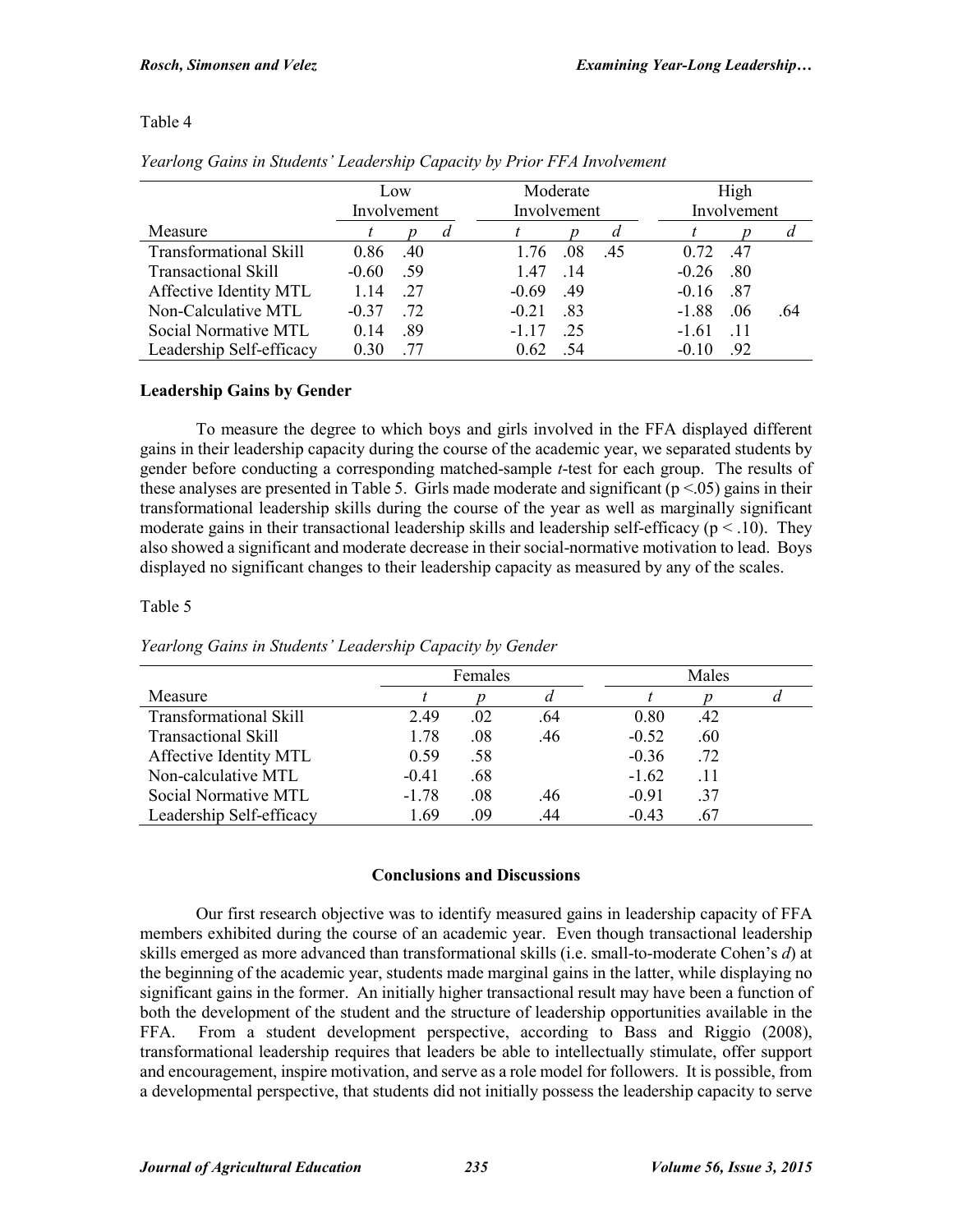Table 4

*Yearlong Gains in Students' Leadership Capacity by Prior FFA Involvement*

| | Low Involvement | | | Moderate Involvement | | | High Involvement | | |
|---|---|---|---|---|---|---|---|---|---|
| Measure | *t* | *p* | *d* | *t* | *p* | *d* | *t* | *p* | *d* |
| Transformational Skill | 0.86 | .40 | | 1.76 | .08 | .45 | 0.72 | .47 | |
| Transactional Skill | -0.60 | .59 | | 1.47 | .14 | | -0.26 | .80 | |
| Affective Identity MTL | 1.14 | .27 | | -0.69 | .49 | | -0.16 | .87 | |
| Non-Calculative MTL | -0.37 | .72 | | -0.21 | .83 | | -1.88 | .06 | .64 |
| Social Normative MTL | 0.14 | .89 | | -1.17 | .25 | | -1.61 | .11 | |
| Leadership Self-efficacy | 0.30 | .77 | | 0.62 | .54 | | -0.10 | .92 | |

### Leadership Gains by Gender

To measure the degree to which boys and girls involved in the FFA displayed different gains in their leadership capacity during the course of the academic year, we separated students by gender before conducting a corresponding matched-sample *t*-test for each group. The results of these analyses are presented in Table 5. Girls made moderate and significant ($p < .05$) gains in their transformational leadership skills during the course of the year as well as marginally significant moderate gains in their transactional leadership skills and leadership self-efficacy ($p < .10$). They also showed a significant and moderate decrease in their social-normative motivation to lead. Boys displayed no significant changes to their leadership capacity as measured by any of the scales.

Table 5

*Yearlong Gains in Students' Leadership Capacity by Gender*

| | Females | | | Males | | |
|---|---|---|---|---|---|---|
| Measure | *t* | *p* | *d* | *t* | *p* | *d* |
| Transformational Skill | 2.49 | .02 | .64 | 0.80 | .42 | |
| Transactional Skill | 1.78 | .08 | .46 | -0.52 | .60 | |
| Affective Identity MTL | 0.59 | .58 | | -0.36 | .72 | |
| Non-calculative MTL | -0.41 | .68 | | -1.62 | .11 | |
| Social Normative MTL | -1.78 | .08 | .46 | -0.91 | .37 | |
| Leadership Self-efficacy | 1.69 | .09 | .44 | -0.43 | .67 | |

## Conclusions and Discussions

Our first research objective was to identify measured gains in leadership capacity of FFA members exhibited during the course of an academic year. Even though transactional leadership skills emerged as more advanced than transformational skills (i.e. small-to-moderate Cohen's *d*) at the beginning of the academic year, students made marginal gains in the latter, while displaying no significant gains in the former. An initially higher transactional result may have been a function of both the development of the student and the structure of leadership opportunities available in the FFA. From a student development perspective, according to Bass and Riggio (2008), transformational leadership requires that leaders be able to intellectually stimulate, offer support and encouragement, inspire motivation, and serve as a role model for followers. It is possible, from a developmental perspective, that students did not initially possess the leadership capacity to serve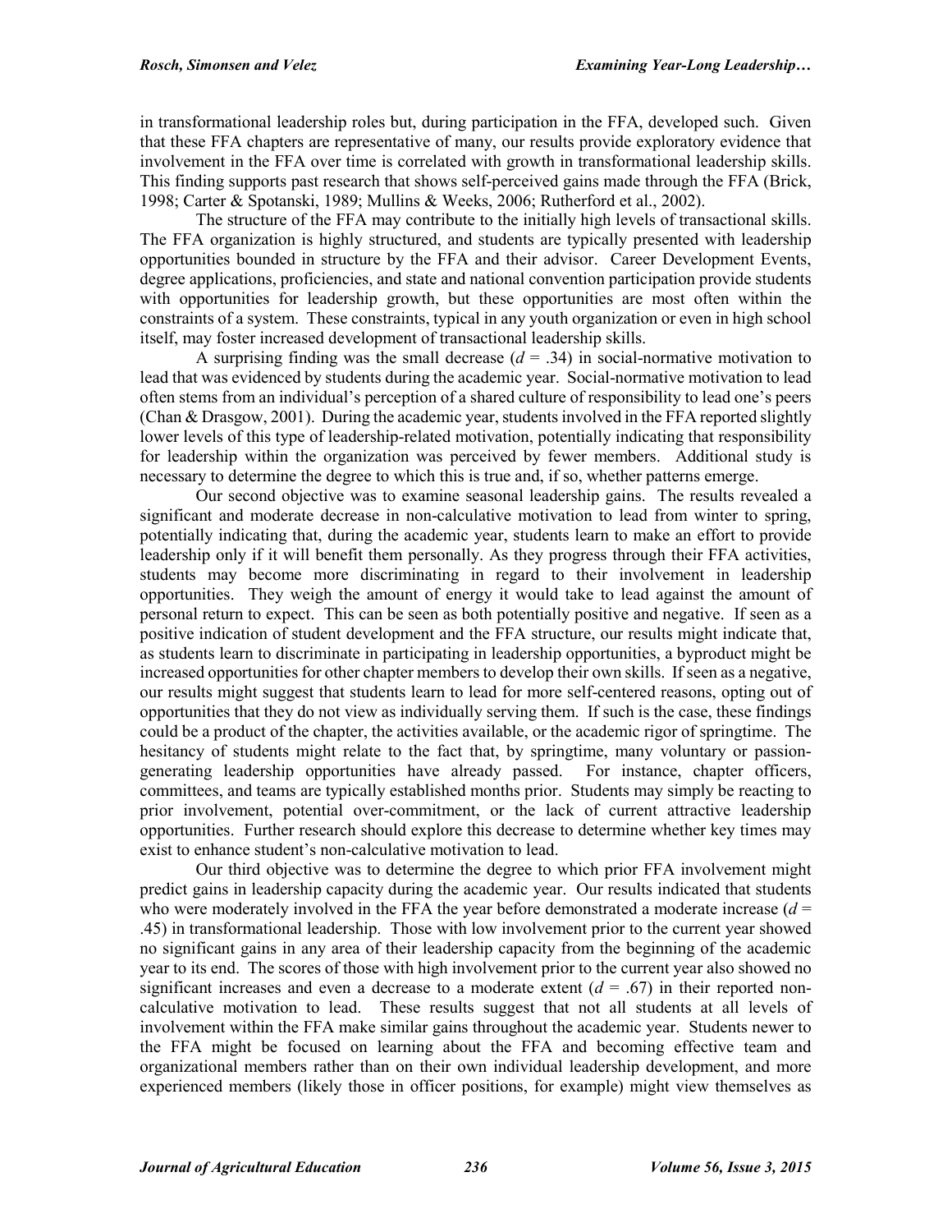in transformational leadership roles but, during participation in the FFA, developed such. Given that these FFA chapters are representative of many, our results provide exploratory evidence that involvement in the FFA over time is correlated with growth in transformational leadership skills. This finding supports past research that shows self-perceived gains made through the FFA (Brick, 1998; Carter & Spotanski, 1989; Mullins & Weeks, 2006; Rutherford et al., 2002).

The structure of the FFA may contribute to the initially high levels of transactional skills. The FFA organization is highly structured, and students are typically presented with leadership opportunities bounded in structure by the FFA and their advisor. Career Development Events, degree applications, proficiencies, and state and national convention participation provide students with opportunities for leadership growth, but these opportunities are most often within the constraints of a system. These constraints, typical in any youth organization or even in high school itself, may foster increased development of transactional leadership skills.

A surprising finding was the small decrease ($d = .34$) in social-normative motivation to lead that was evidenced by students during the academic year. Social-normative motivation to lead often stems from an individual's perception of a shared culture of responsibility to lead one's peers (Chan & Drasgow, 2001). During the academic year, students involved in the FFA reported slightly lower levels of this type of leadership-related motivation, potentially indicating that responsibility for leadership within the organization was perceived by fewer members. Additional study is necessary to determine the degree to which this is true and, if so, whether patterns emerge.

Our second objective was to examine seasonal leadership gains. The results revealed a significant and moderate decrease in non-calculative motivation to lead from winter to spring, potentially indicating that, during the academic year, students learn to make an effort to provide leadership only if it will benefit them personally. As they progress through their FFA activities, students may become more discriminating in regard to their involvement in leadership opportunities. They weigh the amount of energy it would take to lead against the amount of personal return to expect. This can be seen as both potentially positive and negative. If seen as a positive indication of student development and the FFA structure, our results might indicate that, as students learn to discriminate in participating in leadership opportunities, a byproduct might be increased opportunities for other chapter members to develop their own skills. If seen as a negative, our results might suggest that students learn to lead for more self-centered reasons, opting out of opportunities that they do not view as individually serving them. If such is the case, these findings could be a product of the chapter, the activities available, or the academic rigor of springtime. The hesitancy of students might relate to the fact that, by springtime, many voluntary or passion-generating leadership opportunities have already passed. For instance, chapter officers, committees, and teams are typically established months prior. Students may simply be reacting to prior involvement, potential over-commitment, or the lack of current attractive leadership opportunities. Further research should explore this decrease to determine whether key times may exist to enhance student's non-calculative motivation to lead.

Our third objective was to determine the degree to which prior FFA involvement might predict gains in leadership capacity during the academic year. Our results indicated that students who were moderately involved in the FFA the year before demonstrated a moderate increase ($d = .45$) in transformational leadership. Those with low involvement prior to the current year showed no significant gains in any area of their leadership capacity from the beginning of the academic year to its end. The scores of those with high involvement prior to the current year also showed no significant increases and even a decrease to a moderate extent ($d = .67$) in their reported non-calculative motivation to lead. These results suggest that not all students at all levels of involvement within the FFA make similar gains throughout the academic year. Students newer to the FFA might be focused on learning about the FFA and becoming effective team and organizational members rather than on their own individual leadership development, and more experienced members (likely those in officer positions, for example) might view themselves as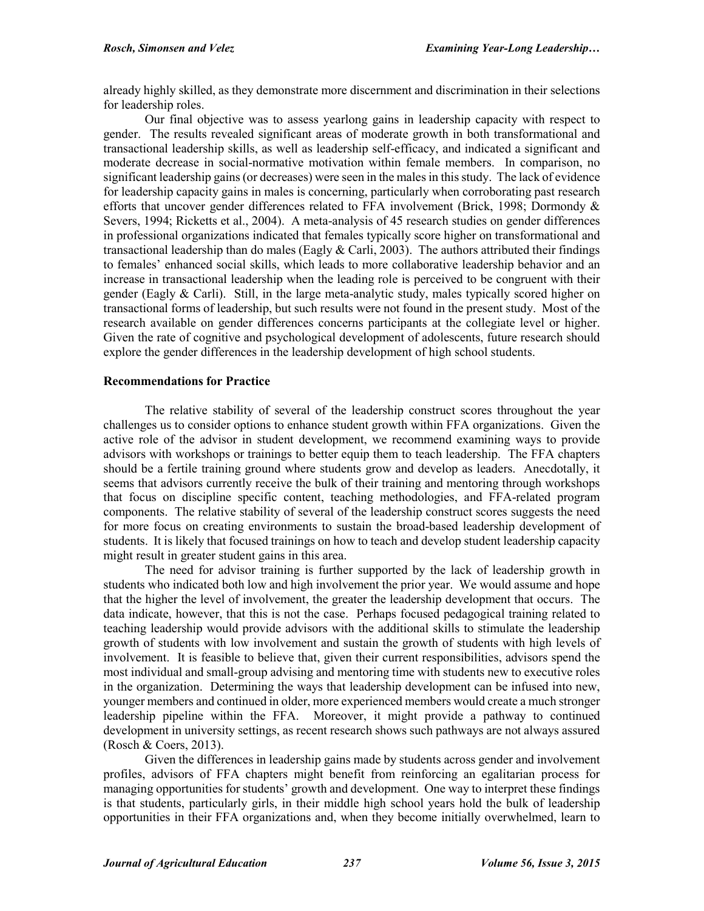already highly skilled, as they demonstrate more discernment and discrimination in their selections for leadership roles.

Our final objective was to assess yearlong gains in leadership capacity with respect to gender. The results revealed significant areas of moderate growth in both transformational and transactional leadership skills, as well as leadership self-efficacy, and indicated a significant and moderate decrease in social-normative motivation within female members. In comparison, no significant leadership gains (or decreases) were seen in the males in this study. The lack of evidence for leadership capacity gains in males is concerning, particularly when corroborating past research efforts that uncover gender differences related to FFA involvement (Brick, 1998; Dormondy & Severs, 1994; Ricketts et al., 2004). A meta-analysis of 45 research studies on gender differences in professional organizations indicated that females typically score higher on transformational and transactional leadership than do males (Eagly & Carli, 2003). The authors attributed their findings to females' enhanced social skills, which leads to more collaborative leadership behavior and an increase in transactional leadership when the leading role is perceived to be congruent with their gender (Eagly & Carli). Still, in the large meta-analytic study, males typically scored higher on transactional forms of leadership, but such results were not found in the present study. Most of the research available on gender differences concerns participants at the collegiate level or higher. Given the rate of cognitive and psychological development of adolescents, future research should explore the gender differences in the leadership development of high school students.

### Recommendations for Practice

The relative stability of several of the leadership construct scores throughout the year challenges us to consider options to enhance student growth within FFA organizations. Given the active role of the advisor in student development, we recommend examining ways to provide advisors with workshops or trainings to better equip them to teach leadership. The FFA chapters should be a fertile training ground where students grow and develop as leaders. Anecdotally, it seems that advisors currently receive the bulk of their training and mentoring through workshops that focus on discipline specific content, teaching methodologies, and FFA-related program components. The relative stability of several of the leadership construct scores suggests the need for more focus on creating environments to sustain the broad-based leadership development of students. It is likely that focused trainings on how to teach and develop student leadership capacity might result in greater student gains in this area.

The need for advisor training is further supported by the lack of leadership growth in students who indicated both low and high involvement the prior year. We would assume and hope that the higher the level of involvement, the greater the leadership development that occurs. The data indicate, however, that this is not the case. Perhaps focused pedagogical training related to teaching leadership would provide advisors with the additional skills to stimulate the leadership growth of students with low involvement and sustain the growth of students with high levels of involvement. It is feasible to believe that, given their current responsibilities, advisors spend the most individual and small-group advising and mentoring time with students new to executive roles in the organization. Determining the ways that leadership development can be infused into new, younger members and continued in older, more experienced members would create a much stronger leadership pipeline within the FFA. Moreover, it might provide a pathway to continued development in university settings, as recent research shows such pathways are not always assured (Rosch & Coers, 2013).

Given the differences in leadership gains made by students across gender and involvement profiles, advisors of FFA chapters might benefit from reinforcing an egalitarian process for managing opportunities for students' growth and development. One way to interpret these findings is that students, particularly girls, in their middle high school years hold the bulk of leadership opportunities in their FFA organizations and, when they become initially overwhelmed, learn to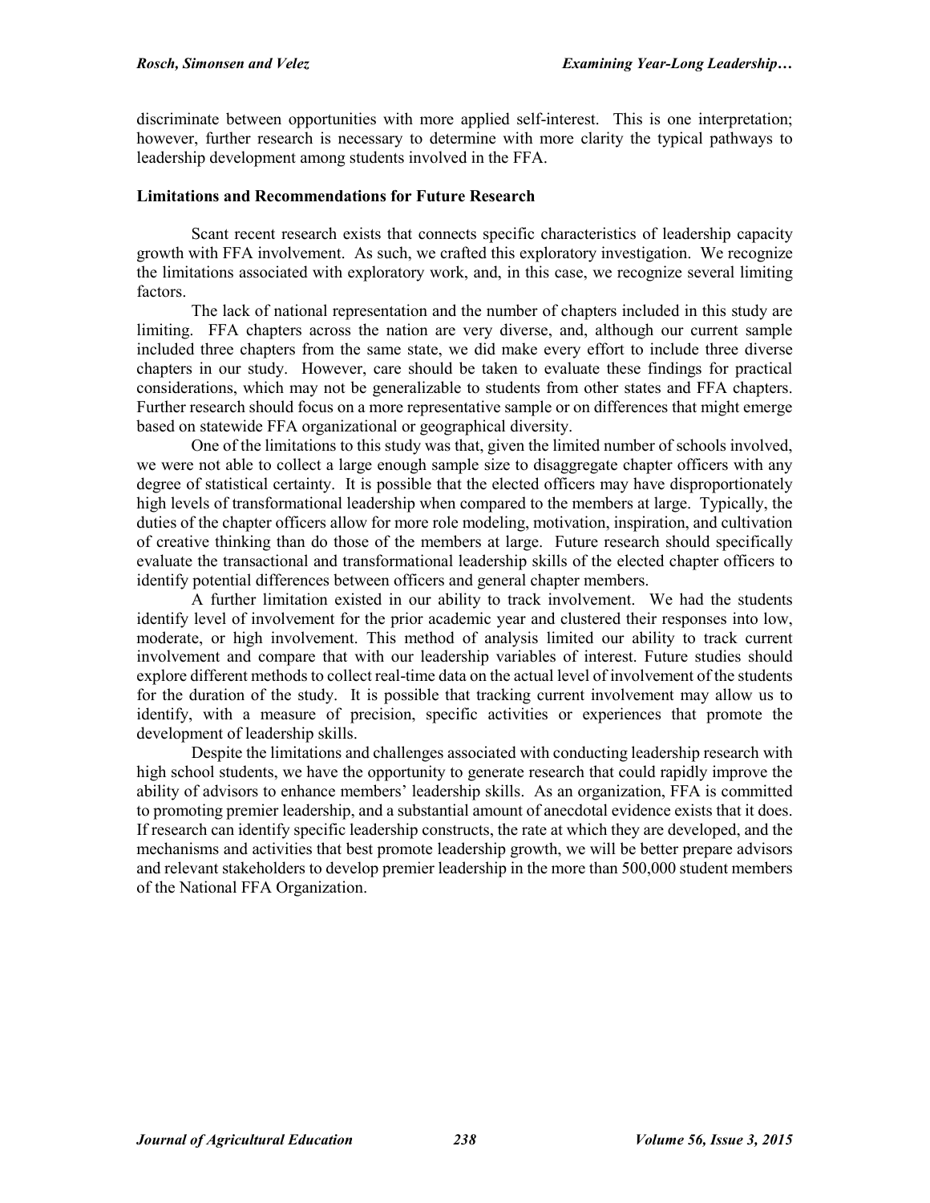discriminate between opportunities with more applied self-interest. This is one interpretation; however, further research is necessary to determine with more clarity the typical pathways to leadership development among students involved in the FFA.

### Limitations and Recommendations for Future Research

Scant recent research exists that connects specific characteristics of leadership capacity growth with FFA involvement. As such, we crafted this exploratory investigation. We recognize the limitations associated with exploratory work, and, in this case, we recognize several limiting factors.

The lack of national representation and the number of chapters included in this study are limiting. FFA chapters across the nation are very diverse, and, although our current sample included three chapters from the same state, we did make every effort to include three diverse chapters in our study. However, care should be taken to evaluate these findings for practical considerations, which may not be generalizable to students from other states and FFA chapters. Further research should focus on a more representative sample or on differences that might emerge based on statewide FFA organizational or geographical diversity.

One of the limitations to this study was that, given the limited number of schools involved, we were not able to collect a large enough sample size to disaggregate chapter officers with any degree of statistical certainty. It is possible that the elected officers may have disproportionately high levels of transformational leadership when compared to the members at large. Typically, the duties of the chapter officers allow for more role modeling, motivation, inspiration, and cultivation of creative thinking than do those of the members at large. Future research should specifically evaluate the transactional and transformational leadership skills of the elected chapter officers to identify potential differences between officers and general chapter members.

A further limitation existed in our ability to track involvement. We had the students identify level of involvement for the prior academic year and clustered their responses into low, moderate, or high involvement. This method of analysis limited our ability to track current involvement and compare that with our leadership variables of interest. Future studies should explore different methods to collect real-time data on the actual level of involvement of the students for the duration of the study. It is possible that tracking current involvement may allow us to identify, with a measure of precision, specific activities or experiences that promote the development of leadership skills.

Despite the limitations and challenges associated with conducting leadership research with high school students, we have the opportunity to generate research that could rapidly improve the ability of advisors to enhance members' leadership skills. As an organization, FFA is committed to promoting premier leadership, and a substantial amount of anecdotal evidence exists that it does. If research can identify specific leadership constructs, the rate at which they are developed, and the mechanisms and activities that best promote leadership growth, we will be better prepare advisors and relevant stakeholders to develop premier leadership in the more than 500,000 student members of the National FFA Organization.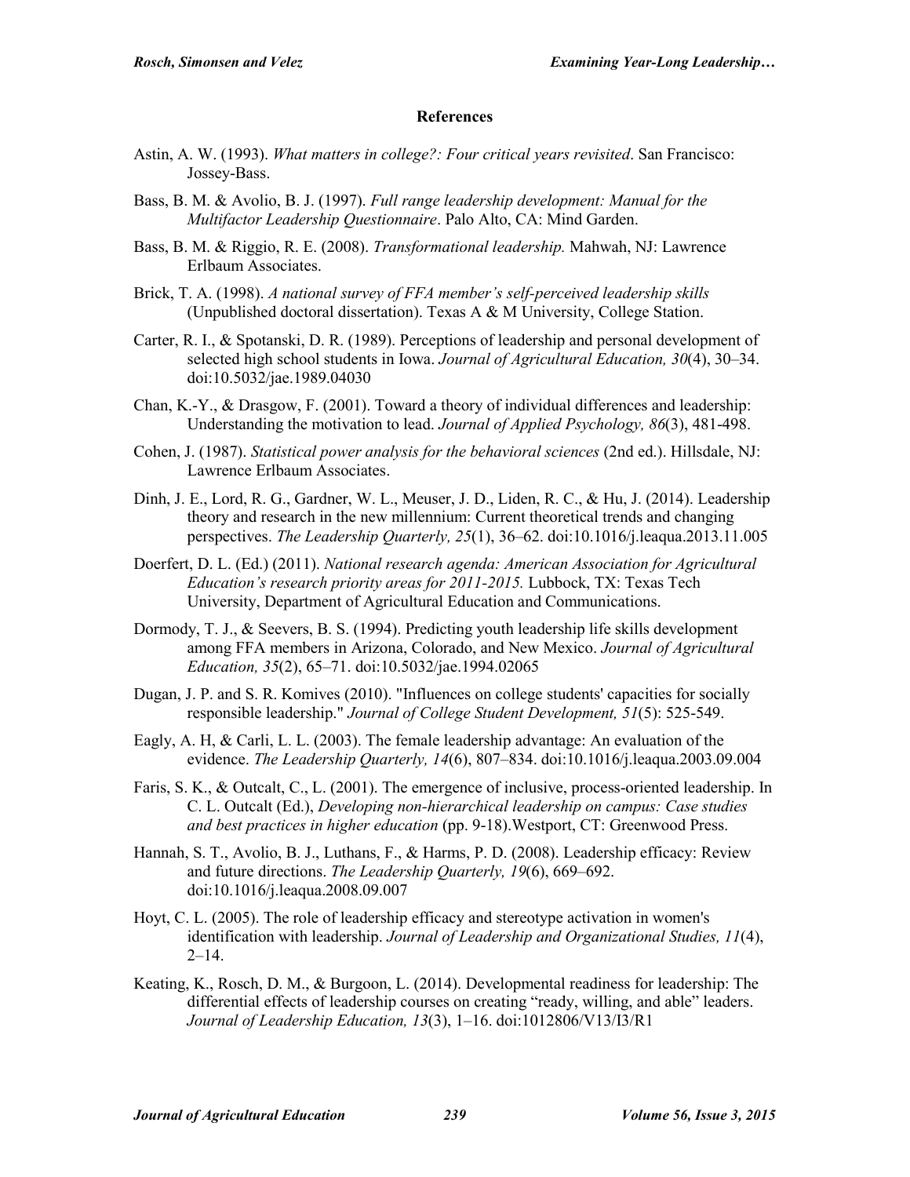## References

Astin, A. W. (1993). *What matters in college?: Four critical years revisited*. San Francisco: Jossey-Bass.

Bass, B. M. & Avolio, B. J. (1997). *Full range leadership development: Manual for the Multifactor Leadership Questionnaire*. Palo Alto, CA: Mind Garden.

Bass, B. M. & Riggio, R. E. (2008). *Transformational leadership.* Mahwah, NJ: Lawrence Erlbaum Associates.

Brick, T. A. (1998). *A national survey of FFA member's self-perceived leadership skills* (Unpublished doctoral dissertation). Texas A & M University, College Station.

Carter, R. I., & Spotanski, D. R. (1989). Perceptions of leadership and personal development of selected high school students in Iowa. *Journal of Agricultural Education, 30*(4), 30–34. doi:10.5032/jae.1989.04030

Chan, K.-Y., & Drasgow, F. (2001). Toward a theory of individual differences and leadership: Understanding the motivation to lead. *Journal of Applied Psychology, 86*(3), 481-498.

Cohen, J. (1987). *Statistical power analysis for the behavioral sciences* (2nd ed.). Hillsdale, NJ: Lawrence Erlbaum Associates.

Dinh, J. E., Lord, R. G., Gardner, W. L., Meuser, J. D., Liden, R. C., & Hu, J. (2014). Leadership theory and research in the new millennium: Current theoretical trends and changing perspectives. *The Leadership Quarterly, 25*(1), 36–62. doi:10.1016/j.leaqua.2013.11.005

Doerfert, D. L. (Ed.) (2011). *National research agenda: American Association for Agricultural Education's research priority areas for 2011-2015.* Lubbock, TX: Texas Tech University, Department of Agricultural Education and Communications.

Dormody, T. J., & Seevers, B. S. (1994). Predicting youth leadership life skills development among FFA members in Arizona, Colorado, and New Mexico. *Journal of Agricultural Education, 35*(2), 65–71. doi:10.5032/jae.1994.02065

Dugan, J. P. and S. R. Komives (2010). "Influences on college students' capacities for socially responsible leadership." *Journal of College Student Development, 51*(5): 525-549.

Eagly, A. H, & Carli, L. L. (2003). The female leadership advantage: An evaluation of the evidence. *The Leadership Quarterly, 14*(6), 807–834. doi:10.1016/j.leaqua.2003.09.004

Faris, S. K., & Outcalt, C., L. (2001). The emergence of inclusive, process-oriented leadership. In C. L. Outcalt (Ed.), *Developing non-hierarchical leadership on campus: Case studies and best practices in higher education* (pp. 9-18).Westport, CT: Greenwood Press.

Hannah, S. T., Avolio, B. J., Luthans, F., & Harms, P. D. (2008). Leadership efficacy: Review and future directions. *The Leadership Quarterly, 19*(6), 669–692. doi:10.1016/j.leaqua.2008.09.007

Hoyt, C. L. (2005). The role of leadership efficacy and stereotype activation in women's identification with leadership. *Journal of Leadership and Organizational Studies, 11*(4), 2–14.

Keating, K., Rosch, D. M., & Burgoon, L. (2014). Developmental readiness for leadership: The differential effects of leadership courses on creating "ready, willing, and able" leaders. *Journal of Leadership Education, 13*(3), 1–16. doi:1012806/V13/I3/R1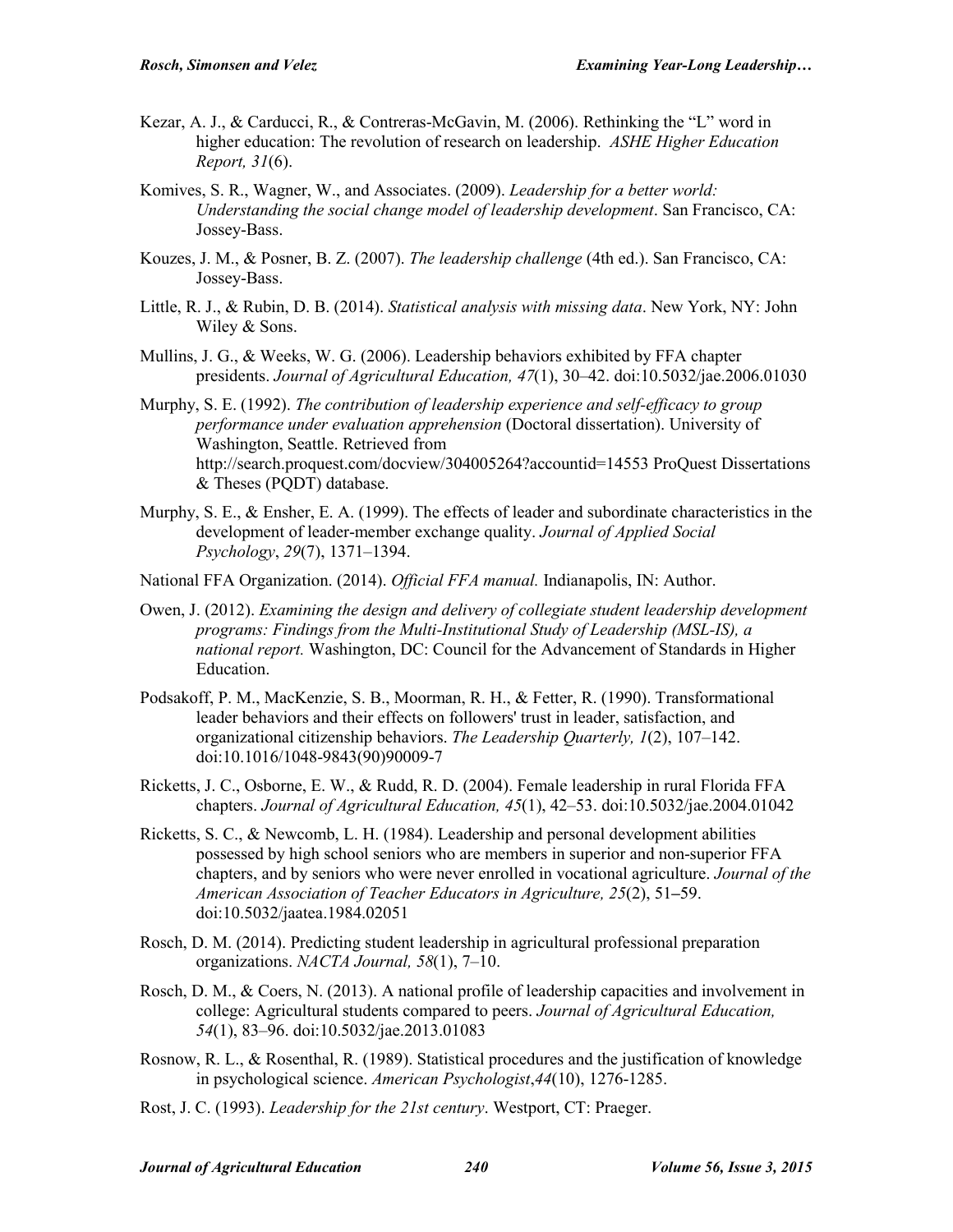Kezar, A. J., & Carducci, R., & Contreras-McGavin, M. (2006). Rethinking the "L" word in higher education: The revolution of research on leadership. *ASHE Higher Education Report, 31*(6).

Komives, S. R., Wagner, W., and Associates. (2009). *Leadership for a better world: Understanding the social change model of leadership development*. San Francisco, CA: Jossey-Bass.

Kouzes, J. M., & Posner, B. Z. (2007). *The leadership challenge* (4th ed.). San Francisco, CA: Jossey-Bass.

Little, R. J., & Rubin, D. B. (2014). *Statistical analysis with missing data*. New York, NY: John Wiley & Sons.

Mullins, J. G., & Weeks, W. G. (2006). Leadership behaviors exhibited by FFA chapter presidents. *Journal of Agricultural Education, 47*(1), 30–42. doi:10.5032/jae.2006.01030

Murphy, S. E. (1992). *The contribution of leadership experience and self-efficacy to group performance under evaluation apprehension* (Doctoral dissertation). University of Washington, Seattle. Retrieved from http://search.proquest.com/docview/304005264?accountid=14553 ProQuest Dissertations & Theses (PQDT) database.

Murphy, S. E., & Ensher, E. A. (1999). The effects of leader and subordinate characteristics in the development of leader-member exchange quality. *Journal of Applied Social Psychology*, *29*(7), 1371–1394.

National FFA Organization. (2014). *Official FFA manual.* Indianapolis, IN: Author.

Owen, J. (2012). *Examining the design and delivery of collegiate student leadership development programs: Findings from the Multi-Institutional Study of Leadership (MSL-IS), a national report.* Washington, DC: Council for the Advancement of Standards in Higher Education.

Podsakoff, P. M., MacKenzie, S. B., Moorman, R. H., & Fetter, R. (1990). Transformational leader behaviors and their effects on followers' trust in leader, satisfaction, and organizational citizenship behaviors. *The Leadership Quarterly, 1*(2), 107–142. doi:10.1016/1048-9843(90)90009-7

Ricketts, J. C., Osborne, E. W., & Rudd, R. D. (2004). Female leadership in rural Florida FFA chapters. *Journal of Agricultural Education, 45*(1), 42–53. doi:10.5032/jae.2004.01042

Ricketts, S. C., & Newcomb, L. H. (1984). Leadership and personal development abilities possessed by high school seniors who are members in superior and non-superior FFA chapters, and by seniors who were never enrolled in vocational agriculture. *Journal of the American Association of Teacher Educators in Agriculture, 25*(2), 51–59. doi:10.5032/jaatea.1984.02051

Rosch, D. M. (2014). Predicting student leadership in agricultural professional preparation organizations. *NACTA Journal, 58*(1), 7–10.

Rosch, D. M., & Coers, N. (2013). A national profile of leadership capacities and involvement in college: Agricultural students compared to peers. *Journal of Agricultural Education, 54*(1), 83–96. doi:10.5032/jae.2013.01083

Rosnow, R. L., & Rosenthal, R. (1989). Statistical procedures and the justification of knowledge in psychological science. *American Psychologist*,*44*(10), 1276-1285.

Rost, J. C. (1993). *Leadership for the 21st century*. Westport, CT: Praeger.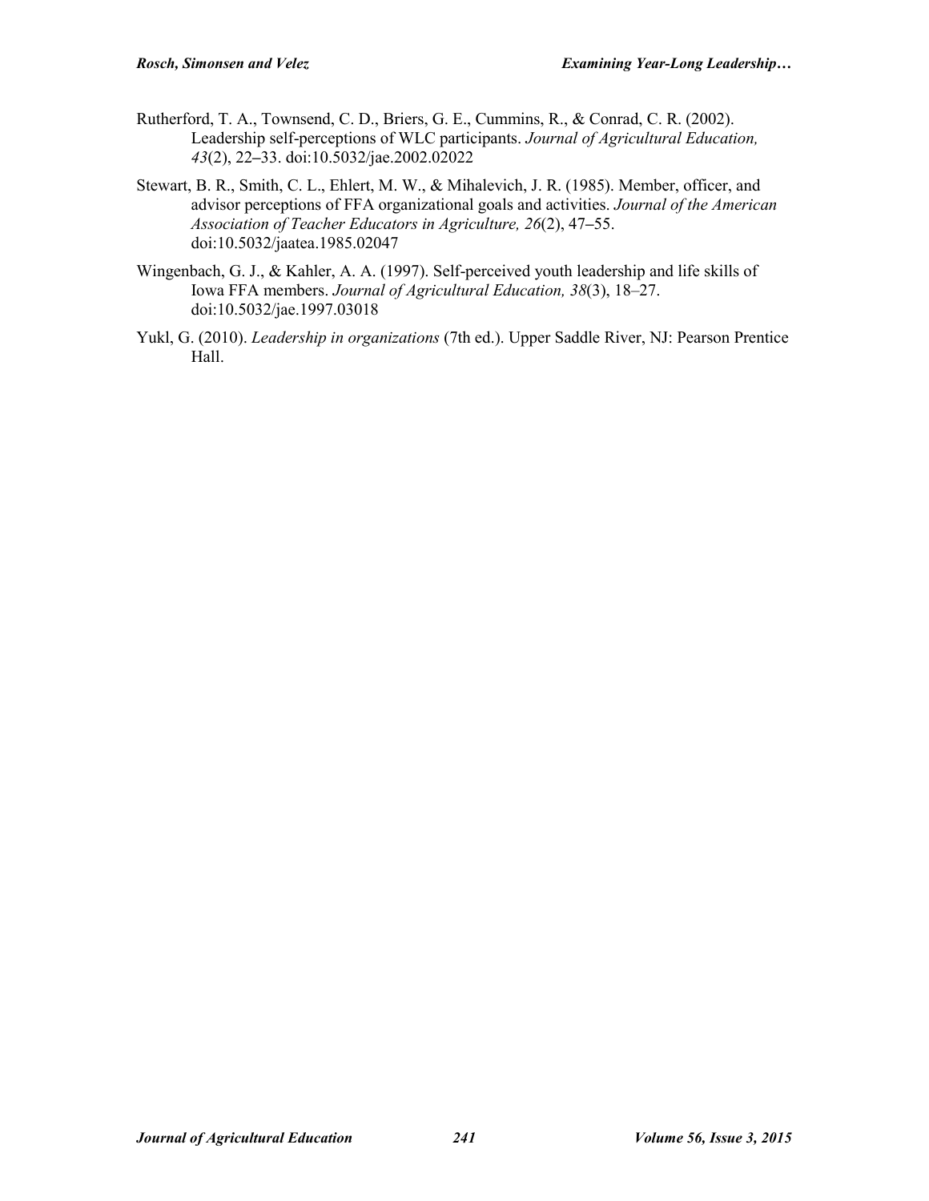Rutherford, T. A., Townsend, C. D., Briers, G. E., Cummins, R., & Conrad, C. R. (2002). Leadership self-perceptions of WLC participants. *Journal of Agricultural Education, 43*(2), 22–33. doi:10.5032/jae.2002.02022

Stewart, B. R., Smith, C. L., Ehlert, M. W., & Mihalevich, J. R. (1985). Member, officer, and advisor perceptions of FFA organizational goals and activities. *Journal of the American Association of Teacher Educators in Agriculture, 26*(2), 47–55. doi:10.5032/jaatea.1985.02047

Wingenbach, G. J., & Kahler, A. A. (1997). Self-perceived youth leadership and life skills of Iowa FFA members. *Journal of Agricultural Education, 38*(3), 18–27. doi:10.5032/jae.1997.03018

Yukl, G. (2010). *Leadership in organizations* (7th ed.). Upper Saddle River, NJ: Pearson Prentice Hall.